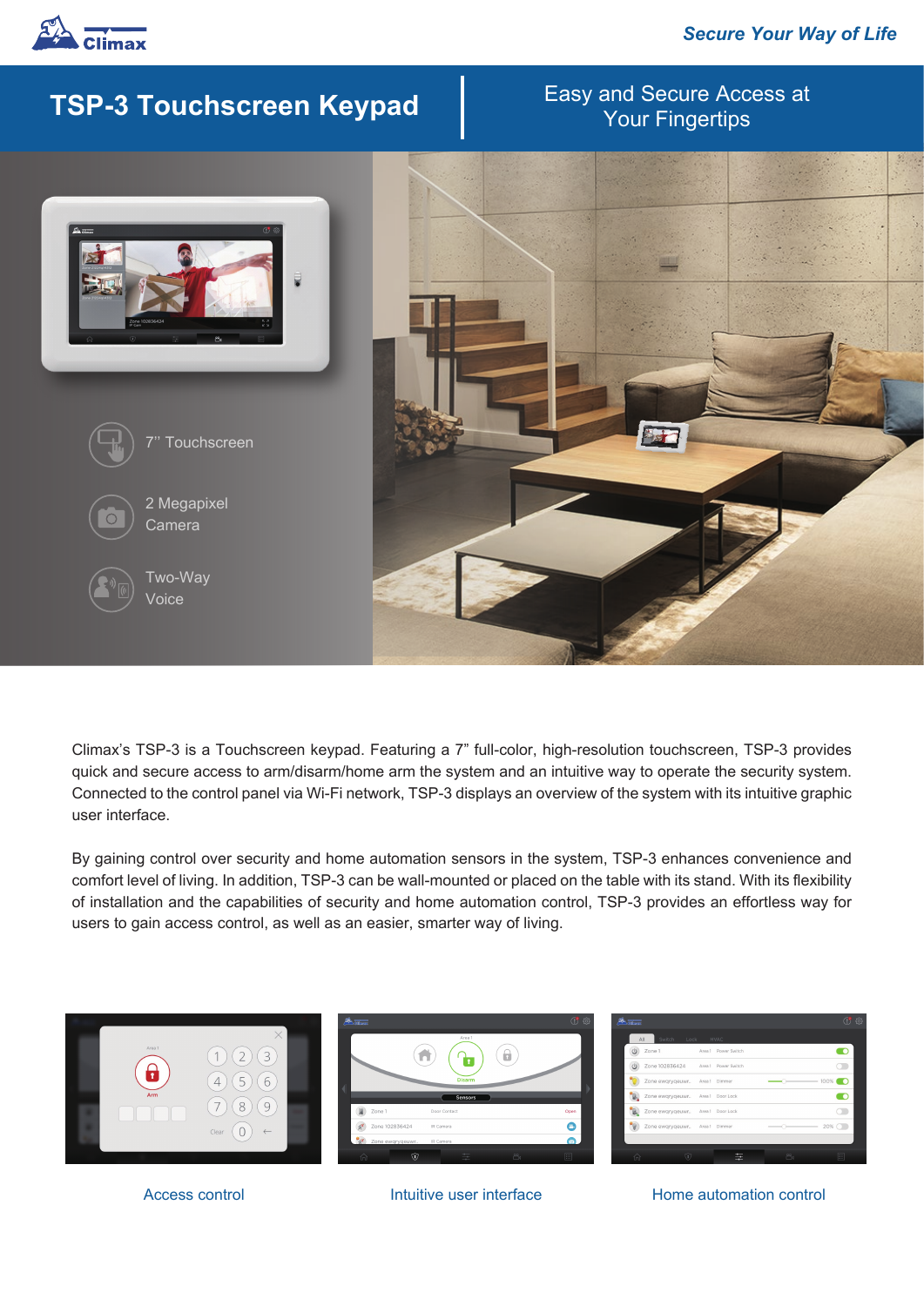Climax

*Secure Your Way of Life*

# TSP-3 Touchscreen Keypad

Easy and Secure Access at Your Fingertips

- 7" Touchscreen
- 2 Megapixel Camera
- Two-Way Voice

Climax's TSP-3 is a Touchscreen keypad. Featuring a 7" full-color, high-resolution touchscreen, TSP-3 provides quick and secure access to arm/disarm/home arm the system and an intuitive way to operate the security system. Connected to the control panel via Wi-Fi network, TSP-3 displays an overview of the system with its intuitive graphic user interface.

By gaining control over security and home automation sensors in the system, TSP-3 enhances convenience and comfort level of living. In addition, TSP-3 can be wall-mounted or placed on the table with its stand. With its flexibility of installation and the capabilities of security and home automation control, TSP-3 provides an effortless way for users to gain access control, as well as an easier, smarter way of living.

Access control

Intuitive user interface

Home automation control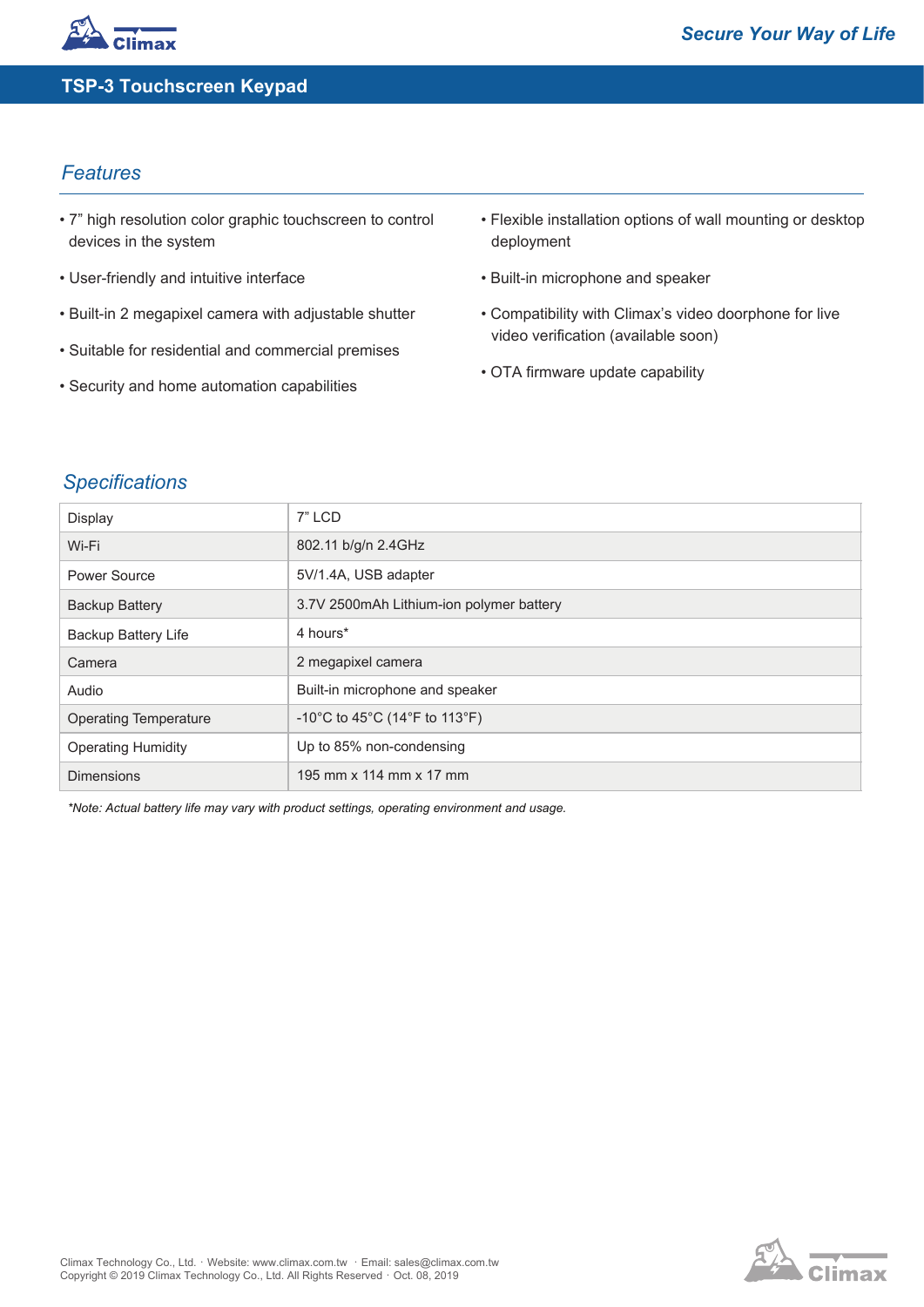# TSP-3 Touchscreen Keypad

## Features

- 7" high resolution color graphic touchscreen to control devices in the system
- User-friendly and intuitive interface
- Built-in 2 megapixel camera with adjustable shutter
- Suitable for residential and commercial premises
- Security and home automation capabilities
- Flexible installation options of wall mounting or desktop deployment
- Built-in microphone and speaker
- Compatibility with Climax's video doorphone for live video verification (available soon)
- OTA firmware update capability

## Specifications

| | |
|---|---|
| Display | 7" LCD |
| Wi-Fi | 802.11 b/g/n 2.4GHz |
| Power Source | 5V/1.4A, USB adapter |
| Backup Battery | 3.7V 2500mAh Lithium-ion polymer battery |
| Backup Battery Life | 4 hours* |
| Camera | 2 megapixel camera |
| Audio | Built-in microphone and speaker |
| Operating Temperature | -10°C to 45°C (14°F to 113°F) |
| Operating Humidity | Up to 85% non-condensing |
| Dimensions | 195 mm x 114 mm x 17 mm |

*\*Note: Actual battery life may vary with product settings, operating environment and usage.*

Climax Technology Co., Ltd. · Website: www.climax.com.tw · Email: sales@climax.com.tw
Copyright © 2019 Climax Technology Co., Ltd. All Rights Reserved · Oct. 08, 2019